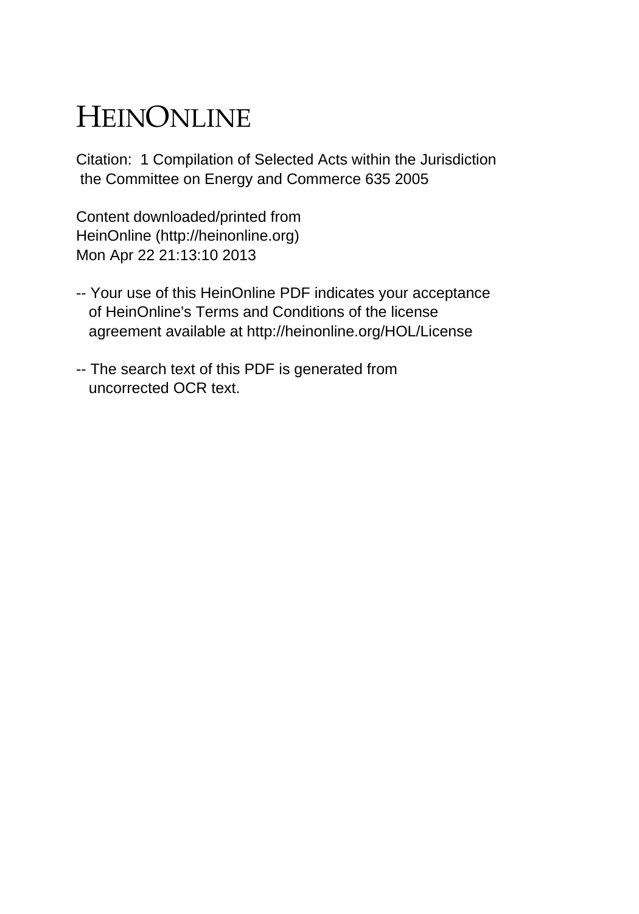# HEINONLINE

Citation: 1 Compilation of Selected Acts within the Jurisdiction
the Committee on Energy and Commerce 635 2005

Content downloaded/printed from
HeinOnline (http://heinonline.org)
Mon Apr 22 21:13:10 2013

-- Your use of this HeinOnline PDF indicates your acceptance
of HeinOnline's Terms and Conditions of the license
agreement available at http://heinonline.org/HOL/License

-- The search text of this PDF is generated from
uncorrected OCR text.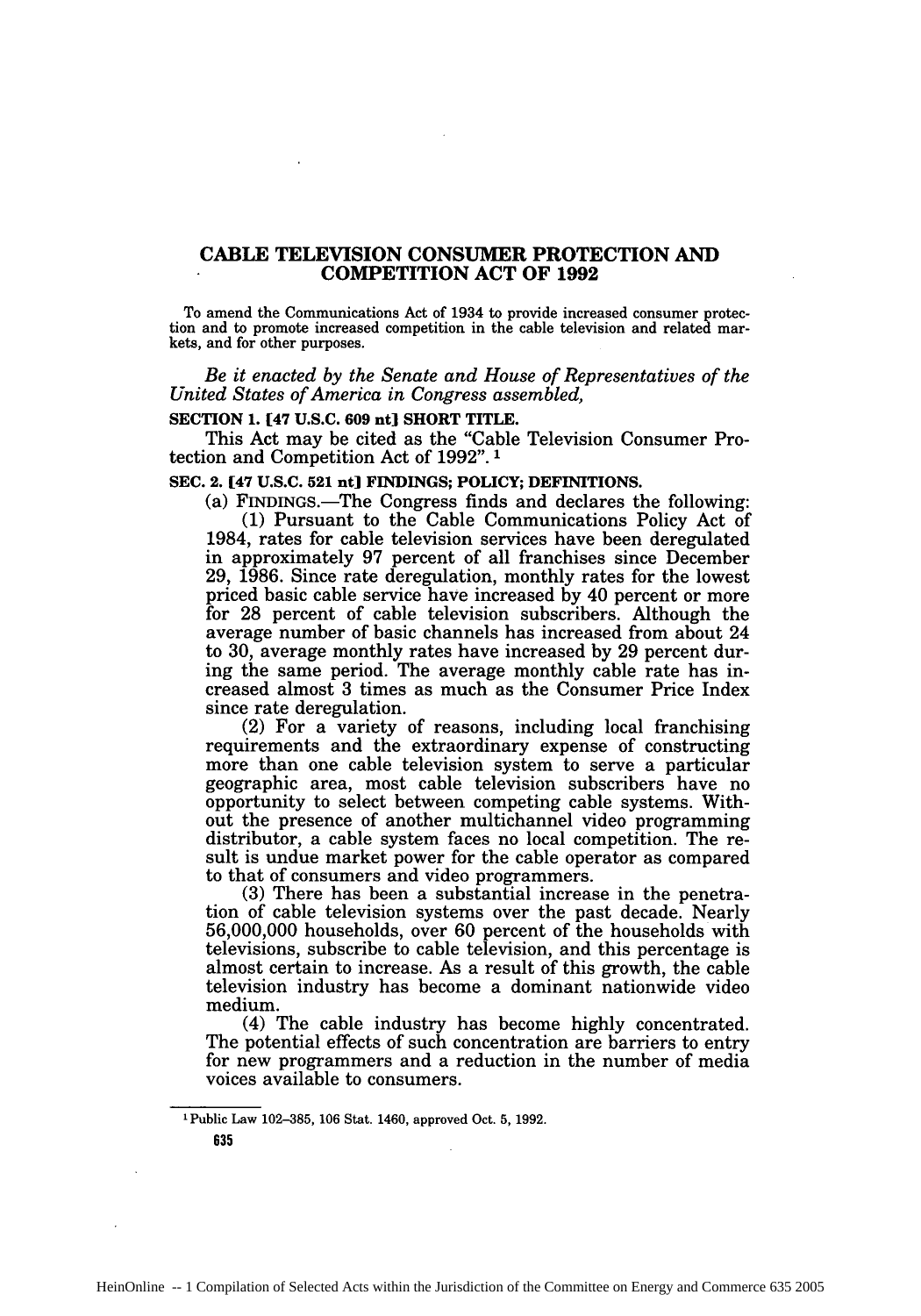# CABLE TELEVISION CONSUMER PROTECTION AND COMPETITION ACT OF 1992

To amend the Communications Act of 1934 to provide increased consumer protection and to promote increased competition in the cable television and related markets, and for other purposes.

*Be it enacted by the Senate and House of Representatives of the United States of America in Congress assembled,*

**SECTION 1. [47 U.S.C. 609 nt] SHORT TITLE.**

This Act may be cited as the "Cable Television Consumer Protection and Competition Act of 1992". [1]

**SEC. 2. [47 U.S.C. 521 nt] FINDINGS; POLICY; DEFINITIONS.**

(a) FINDINGS.—The Congress finds and declares the following:

(1) Pursuant to the Cable Communications Policy Act of 1984, rates for cable television services have been deregulated in approximately 97 percent of all franchises since December 29, 1986. Since rate deregulation, monthly rates for the lowest priced basic cable service have increased by 40 percent or more for 28 percent of cable television subscribers. Although the average number of basic channels has increased from about 24 to 30, average monthly rates have increased by 29 percent during the same period. The average monthly cable rate has increased almost 3 times as much as the Consumer Price Index since rate deregulation.

(2) For a variety of reasons, including local franchising requirements and the extraordinary expense of constructing more than one cable television system to serve a particular geographic area, most cable television subscribers have no opportunity to select between competing cable systems. Without the presence of another multichannel video programming distributor, a cable system faces no local competition. The result is undue market power for the cable operator as compared to that of consumers and video programmers.

(3) There has been a substantial increase in the penetration of cable television systems over the past decade. Nearly 56,000,000 households, over 60 percent of the households with televisions, subscribe to cable television, and this percentage is almost certain to increase. As a result of this growth, the cable television industry has become a dominant nationwide video medium.

(4) The cable industry has become highly concentrated. The potential effects of such concentration are barriers to entry for new programmers and a reduction in the number of media voices available to consumers.

---

[1] Public Law 102–385, 106 Stat. 1460, approved Oct. 5, 1992.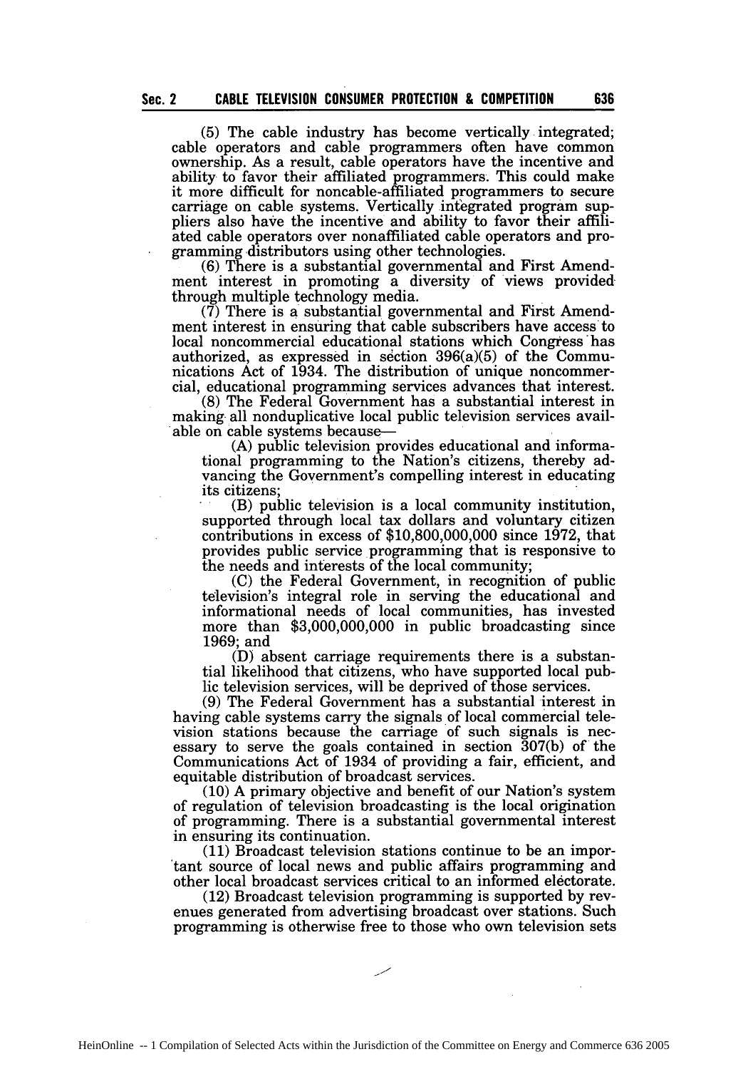(5) The cable industry has become vertically integrated; cable operators and cable programmers often have common ownership. As a result, cable operators have the incentive and ability to favor their affiliated programmers. This could make it more difficult for noncable-affiliated programmers to secure carriage on cable systems. Vertically integrated program suppliers also have the incentive and ability to favor their affiliated cable operators over nonaffiliated cable operators and programming distributors using other technologies.

(6) There is a substantial governmental and First Amendment interest in promoting a diversity of views provided through multiple technology media.

(7) There is a substantial governmental and First Amendment interest in ensuring that cable subscribers have access to local noncommercial educational stations which Congress has authorized, as expressed in section 396(a)(5) of the Communications Act of 1934. The distribution of unique noncommercial, educational programming services advances that interest.

(8) The Federal Government has a substantial interest in making all nonduplicative local public television services available on cable systems because—

(A) public television provides educational and informational programming to the Nation's citizens, thereby advancing the Government's compelling interest in educating its citizens;

(B) public television is a local community institution, supported through local tax dollars and voluntary citizen contributions in excess of $10,800,000,000 since 1972, that provides public service programming that is responsive to the needs and interests of the local community;

(C) the Federal Government, in recognition of public television's integral role in serving the educational and informational needs of local communities, has invested more than $3,000,000,000 in public broadcasting since 1969; and

(D) absent carriage requirements there is a substantial likelihood that citizens, who have supported local public television services, will be deprived of those services.

(9) The Federal Government has a substantial interest in having cable systems carry the signals of local commercial television stations because the carriage of such signals is necessary to serve the goals contained in section 307(b) of the Communications Act of 1934 of providing a fair, efficient, and equitable distribution of broadcast services.

(10) A primary objective and benefit of our Nation's system of regulation of television broadcasting is the local origination of programming. There is a substantial governmental interest in ensuring its continuation.

(11) Broadcast television stations continue to be an important source of local news and public affairs programming and other local broadcast services critical to an informed electorate.

(12) Broadcast television programming is supported by revenues generated from advertising broadcast over stations. Such programming is otherwise free to those who own television sets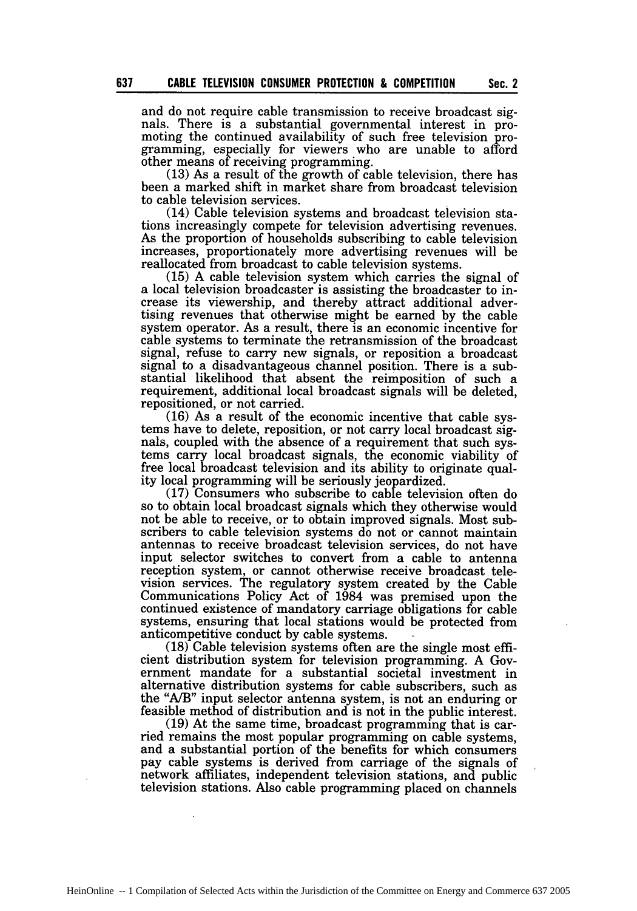and do not require cable transmission to receive broadcast signals. There is a substantial governmental interest in promoting the continued availability of such free television programming, especially for viewers who are unable to afford other means of receiving programming.

(13) As a result of the growth of cable television, there has been a marked shift in market share from broadcast television to cable television services.

(14) Cable television systems and broadcast television stations increasingly compete for television advertising revenues. As the proportion of households subscribing to cable television increases, proportionately more advertising revenues will be reallocated from broadcast to cable television systems.

(15) A cable television system which carries the signal of a local television broadcaster is assisting the broadcaster to increase its viewership, and thereby attract additional advertising revenues that otherwise might be earned by the cable system operator. As a result, there is an economic incentive for cable systems to terminate the retransmission of the broadcast signal, refuse to carry new signals, or reposition a broadcast signal to a disadvantageous channel position. There is a substantial likelihood that absent the reimposition of such a requirement, additional local broadcast signals will be deleted, repositioned, or not carried.

(16) As a result of the economic incentive that cable systems have to delete, reposition, or not carry local broadcast signals, coupled with the absence of a requirement that such systems carry local broadcast signals, the economic viability of free local broadcast television and its ability to originate quality local programming will be seriously jeopardized.

(17) Consumers who subscribe to cable television often do so to obtain local broadcast signals which they otherwise would not be able to receive, or to obtain improved signals. Most subscribers to cable television systems do not or cannot maintain antennas to receive broadcast television services, do not have input selector switches to convert from a cable to antenna reception system, or cannot otherwise receive broadcast television services. The regulatory system created by the Cable Communications Policy Act of 1984 was premised upon the continued existence of mandatory carriage obligations for cable systems, ensuring that local stations would be protected from anticompetitive conduct by cable systems.

(18) Cable television systems often are the single most efficient distribution system for television programming. A Government mandate for a substantial societal investment in alternative distribution systems for cable subscribers, such as the "A/B" input selector antenna system, is not an enduring or feasible method of distribution and is not in the public interest.

(19) At the same time, broadcast programming that is carried remains the most popular programming on cable systems, and a substantial portion of the benefits for which consumers pay cable systems is derived from carriage of the signals of network affiliates, independent television stations, and public television stations. Also cable programming placed on channels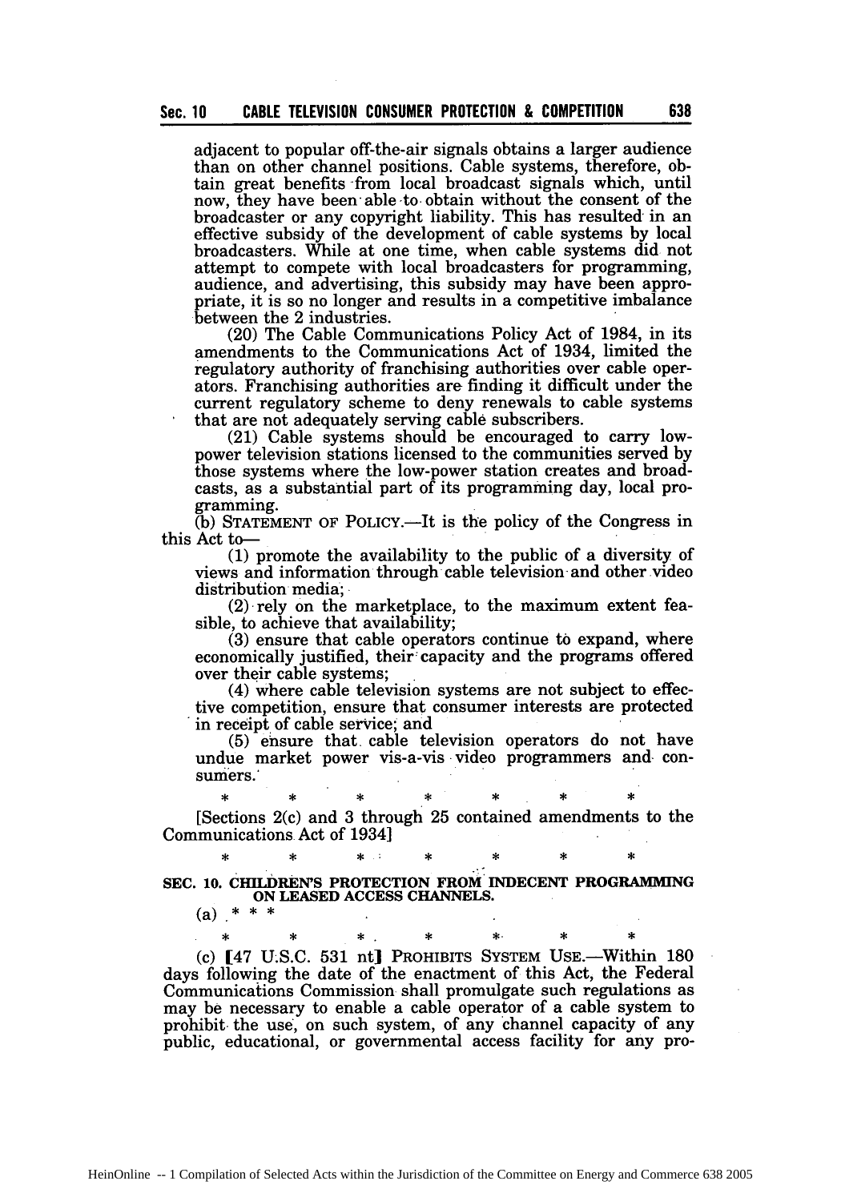adjacent to popular off-the-air signals obtains a larger audience than on other channel positions. Cable systems, therefore, obtain great benefits from local broadcast signals which, until now, they have been able to obtain without the consent of the broadcaster or any copyright liability. This has resulted in an effective subsidy of the development of cable systems by local broadcasters. While at one time, when cable systems did not attempt to compete with local broadcasters for programming, audience, and advertising, this subsidy may have been appropriate, it is so no longer and results in a competitive imbalance between the 2 industries.

(20) The Cable Communications Policy Act of 1984, in its amendments to the Communications Act of 1934, limited the regulatory authority of franchising authorities over cable operators. Franchising authorities are finding it difficult under the current regulatory scheme to deny renewals to cable systems that are not adequately serving cable subscribers.

(21) Cable systems should be encouraged to carry low-power television stations licensed to the communities served by those systems where the low-power station creates and broadcasts, as a substantial part of its programming day, local programming.

(b) STATEMENT OF POLICY.—It is the policy of the Congress in this Act to—

(1) promote the availability to the public of a diversity of views and information through cable television and other video distribution media;

(2) rely on the marketplace, to the maximum extent feasible, to achieve that availability;

(3) ensure that cable operators continue to expand, where economically justified, their capacity and the programs offered over their cable systems;

(4) where cable television systems are not subject to effective competition, ensure that consumer interests are protected in receipt of cable service; and

(5) ensure that cable television operators do not have undue market power vis-a-vis video programmers and consumers.

\* \* \* \* \* \* \*

[Sections 2(c) and 3 through 25 contained amendments to the Communications Act of 1934]

\* \* \* \* \* \* \*

**SEC. 10. CHILDREN'S PROTECTION FROM INDECENT PROGRAMMING ON LEASED ACCESS CHANNELS.**

(a) \* \* \*

\* \* \* \* \* \* \*

(c) [47 U.S.C. 531 nt] PROHIBITS SYSTEM USE.—Within 180 days following the date of the enactment of this Act, the Federal Communications Commission shall promulgate such regulations as may be necessary to enable a cable operator of a cable system to prohibit the use, on such system, of any channel capacity of any public, educational, or governmental access facility for any pro-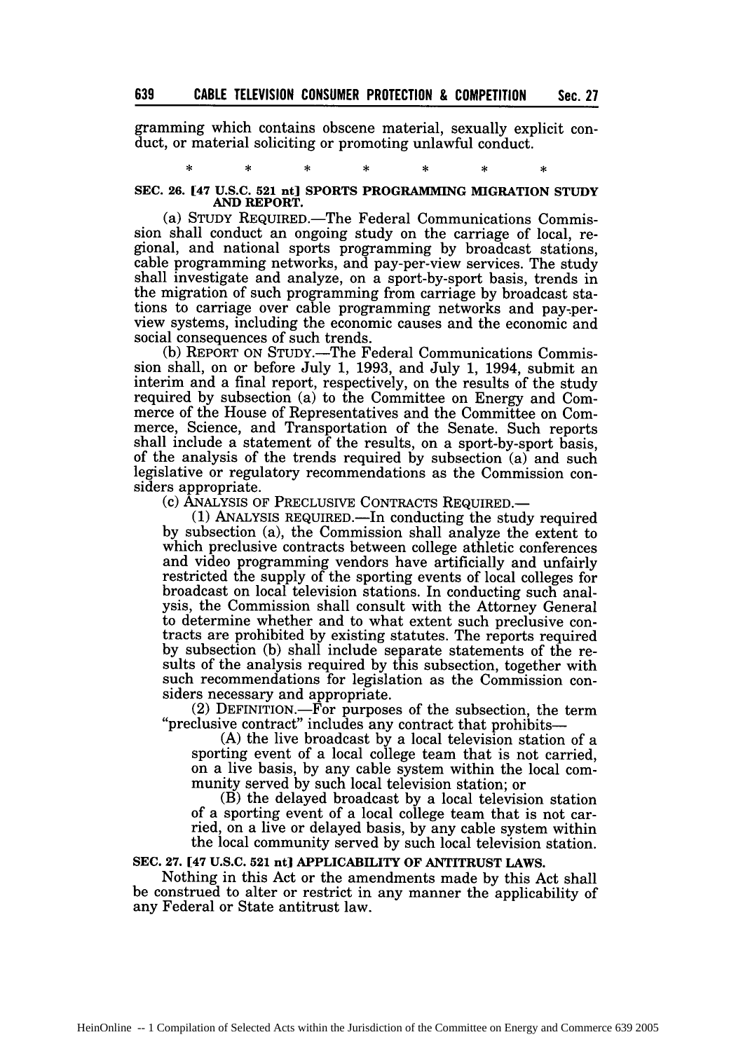gramming which contains obscene material, sexually explicit conduct, or material soliciting or promoting unlawful conduct.

\* \* \* \* \* \* \*

**SEC. 26. [47 U.S.C. 521 nt] SPORTS PROGRAMMING MIGRATION STUDY AND REPORT.**

(a) STUDY REQUIRED.—The Federal Communications Commission shall conduct an ongoing study on the carriage of local, regional, and national sports programming by broadcast stations, cable programming networks, and pay-per-view services. The study shall investigate and analyze, on a sport-by-sport basis, trends in the migration of such programming from carriage by broadcast stations to carriage over cable programming networks and pay-per-view systems, including the economic causes and the economic and social consequences of such trends.

(b) REPORT ON STUDY.—The Federal Communications Commission shall, on or before July 1, 1993, and July 1, 1994, submit an interim and a final report, respectively, on the results of the study required by subsection (a) to the Committee on Energy and Commerce of the House of Representatives and the Committee on Commerce, Science, and Transportation of the Senate. Such reports shall include a statement of the results, on a sport-by-sport basis, of the analysis of the trends required by subsection (a) and such legislative or regulatory recommendations as the Commission considers appropriate.

(c) ANALYSIS OF PRECLUSIVE CONTRACTS REQUIRED.—

(1) ANALYSIS REQUIRED.—In conducting the study required by subsection (a), the Commission shall analyze the extent to which preclusive contracts between college athletic conferences and video programming vendors have artificially and unfairly restricted the supply of the sporting events of local colleges for broadcast on local television stations. In conducting such analysis, the Commission shall consult with the Attorney General to determine whether and to what extent such preclusive contracts are prohibited by existing statutes. The reports required by subsection (b) shall include separate statements of the results of the analysis required by this subsection, together with such recommendations for legislation as the Commission considers necessary and appropriate.

(2) DEFINITION.—For purposes of the subsection, the term "preclusive contract" includes any contract that prohibits—

(A) the live broadcast by a local television station of a sporting event of a local college team that is not carried, on a live basis, by any cable system within the local community served by such local television station; or

(B) the delayed broadcast by a local television station of a sporting event of a local college team that is not carried, on a live or delayed basis, by any cable system within the local community served by such local television station.

**SEC. 27. [47 U.S.C. 521 nt] APPLICABILITY OF ANTITRUST LAWS.**

Nothing in this Act or the amendments made by this Act shall be construed to alter or restrict in any manner the applicability of any Federal or State antitrust law.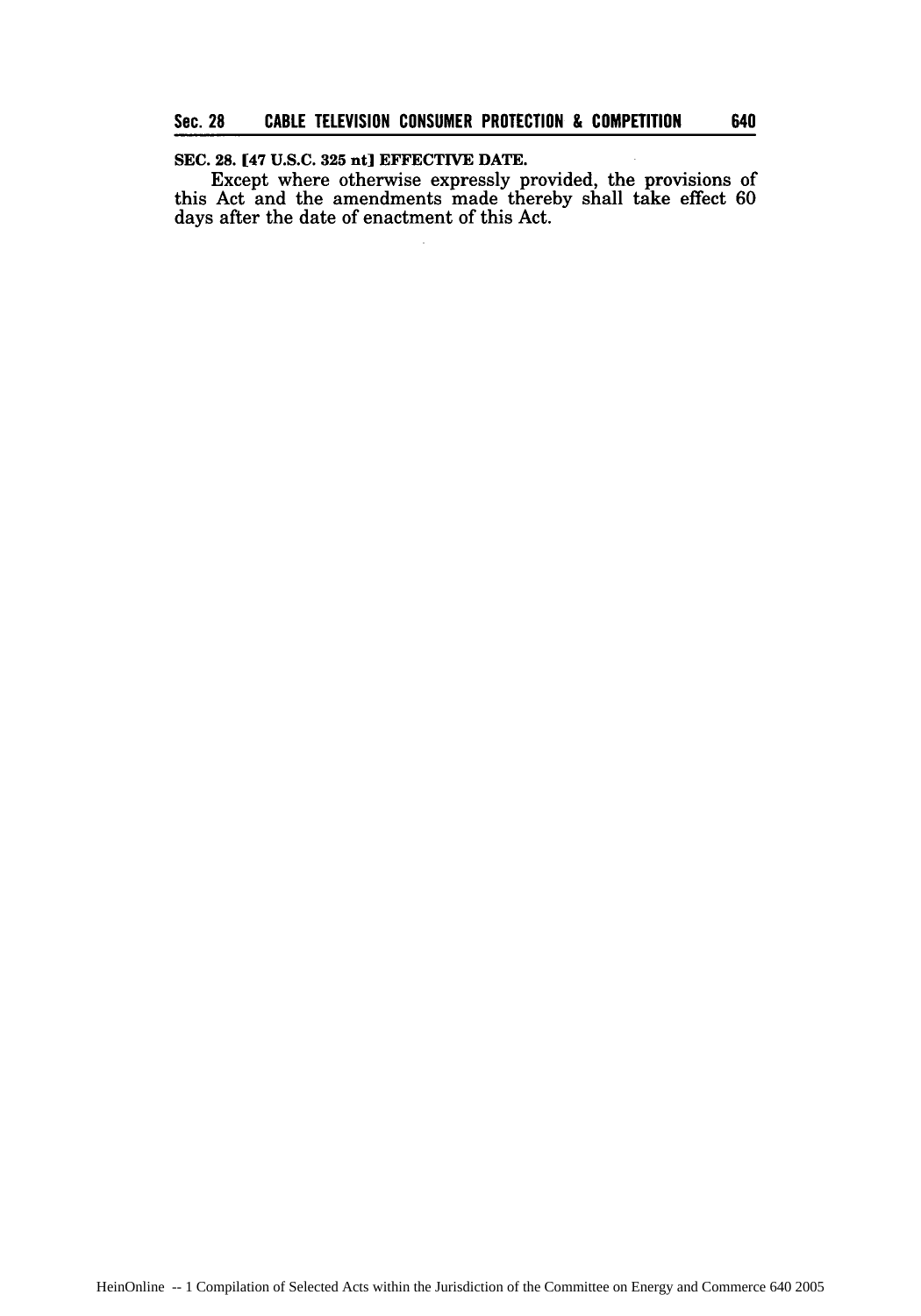**SEC. 28. [47 U.S.C. 325 nt] EFFECTIVE DATE.**

Except where otherwise expressly provided, the provisions of this Act and the amendments made thereby shall take effect 60 days after the date of enactment of this Act.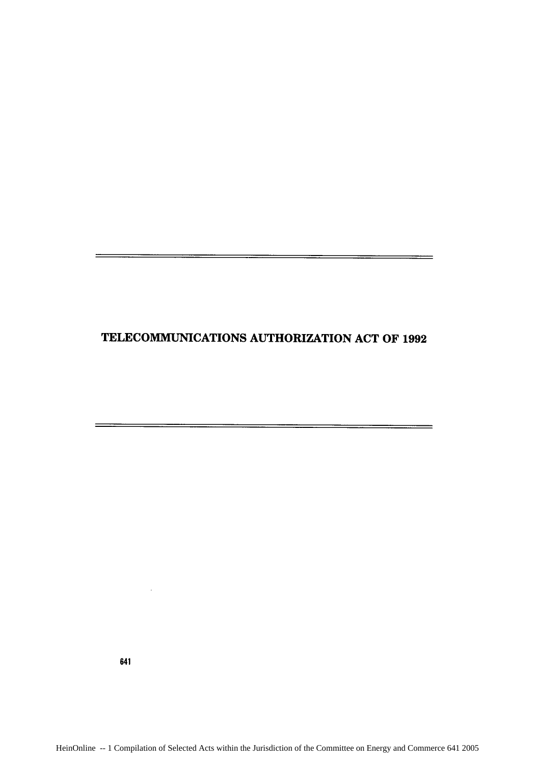# TELECOMMUNICATIONS AUTHORIZATION ACT OF 1992